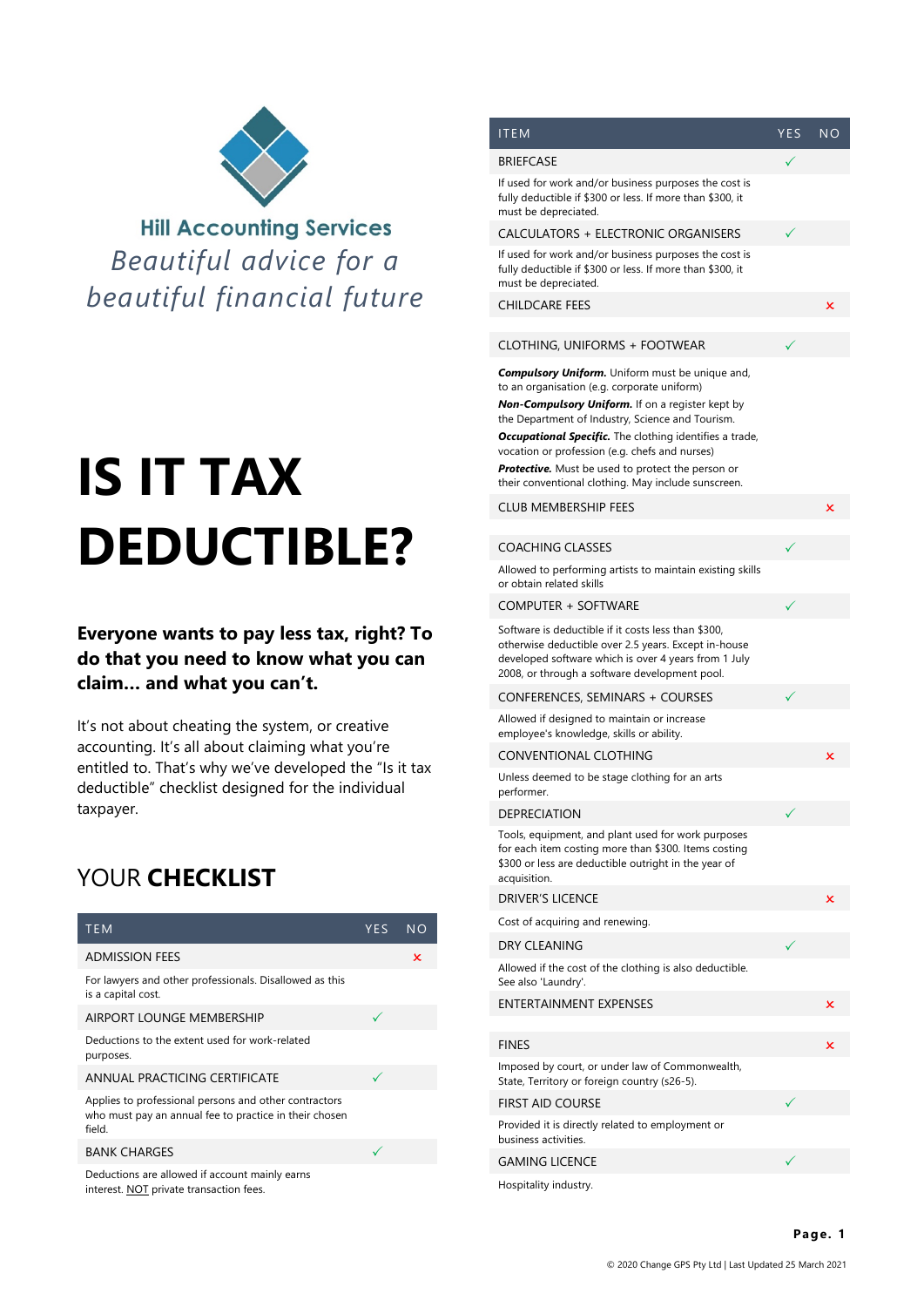**Hill Accounting Services**

*Beautiful advice for a beautiful financial future*

# IS IT TAX DEDUCTIBLE?

**Everyone wants to pay less tax, right? To do that you need to know what you can claim… and what you can't.**

It's not about cheating the system, or creative accounting. It's all about claiming what you're entitled to. That's why we've developed the "Is it tax deductible" checklist designed for the individual taxpayer.

## YOUR **CHECKLIST**

| TEM | YES | NO |
|---|---|---|
| ADMISSION FEES | | ✗ |
| For lawyers and other professionals. Disallowed as this is a capital cost. | | |
| AIRPORT LOUNGE MEMBERSHIP | ✓ | |
| Deductions to the extent used for work-related purposes. | | |
| ANNUAL PRACTICING CERTIFICATE | ✓ | |
| Applies to professional persons and other contractors who must pay an annual fee to practice in their chosen field. | | |
| BANK CHARGES | ✓ | |
| Deductions are allowed if account mainly earns interest. NOT private transaction fees. | | |

| ITEM | YES | NO |
|---|---|---|
| BRIEFCASE | ✓ | |
| If used for work and/or business purposes the cost is fully deductible if $300 or less. If more than $300, it must be depreciated. | | |
| CALCULATORS + ELECTRONIC ORGANISERS | ✓ | |
| If used for work and/or business purposes the cost is fully deductible if $300 or less. If more than $300, it must be depreciated. | | |
| CHILDCARE FEES | | ✗ |
| CLOTHING, UNIFORMS + FOOTWEAR | ✓ | |
| ***Compulsory Uniform.*** Uniform must be unique and, to an organisation (e.g. corporate uniform) ***Non-Compulsory Uniform.*** If on a register kept by the Department of Industry, Science and Tourism. ***Occupational Specific.*** The clothing identifies a trade, vocation or profession (e.g. chefs and nurses) ***Protective.*** Must be used to protect the person or their conventional clothing. May include sunscreen. | | |
| CLUB MEMBERSHIP FEES | | ✗ |
| COACHING CLASSES | ✓ | |
| Allowed to performing artists to maintain existing skills or obtain related skills | | |
| COMPUTER + SOFTWARE | ✓ | |
| Software is deductible if it costs less than $300, otherwise deductible over 2.5 years. Except in-house developed software which is over 4 years from 1 July 2008, or through a software development pool. | | |
| CONFERENCES, SEMINARS + COURSES | ✓ | |
| Allowed if designed to maintain or increase employee's knowledge, skills or ability. | | |
| CONVENTIONAL CLOTHING | | ✗ |
| Unless deemed to be stage clothing for an arts performer. | | |
| DEPRECIATION | ✓ | |
| Tools, equipment, and plant used for work purposes for each item costing more than $300. Items costing $300 or less are deductible outright in the year of acquisition. | | |
| DRIVER'S LICENCE | | ✗ |
| Cost of acquiring and renewing. | | |
| DRY CLEANING | ✓ | |
| Allowed if the cost of the clothing is also deductible. See also 'Laundry'. | | |
| ENTERTAINMENT EXPENSES | | ✗ |
| FINES | | ✗ |
| Imposed by court, or under law of Commonwealth, State, Territory or foreign country (s26-5). | | |
| FIRST AID COURSE | ✓ | |
| Provided it is directly related to employment or business activities. | | |
| GAMING LICENCE | ✓ | |
| Hospitality industry. | | |

© 2020 Change GPS Pty Ltd | Last Updated 25 March 2021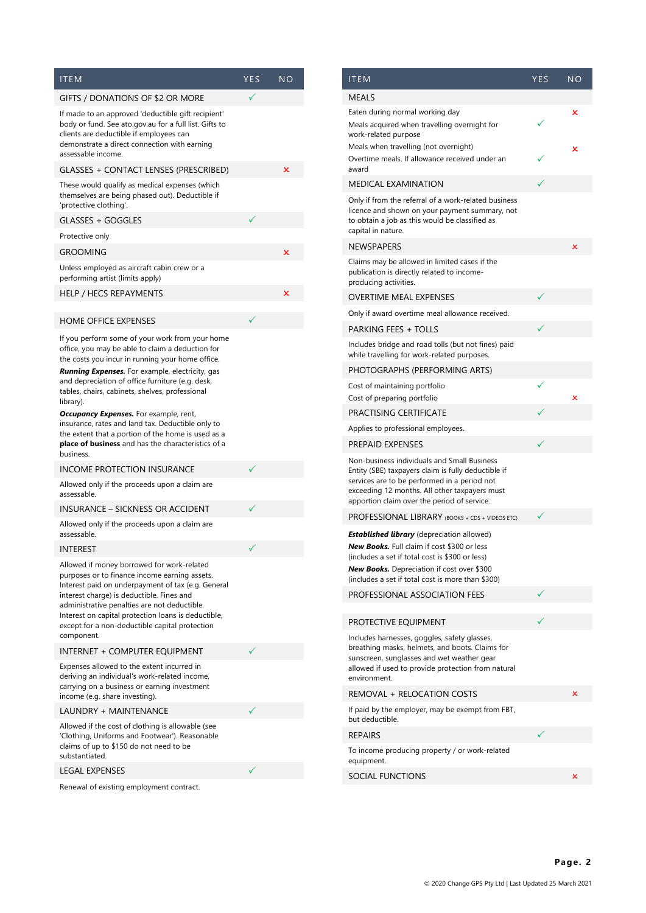| ITEM | YES | NO |
|---|---|---|
| GIFTS / DONATIONS OF $2 OR MORE | ✓ | |
| If made to an approved 'deductible gift recipient' body or fund. See ato.gov.au for a full list. Gifts to clients are deductible if employees can demonstrate a direct connection with earning assessable income. | | |
| GLASSES + CONTACT LENSES (PRESCRIBED) | | ✗ |
| These would qualify as medical expenses (which themselves are being phased out). Deductible if 'protective clothing'. | | |
| GLASSES + GOGGLES | ✓ | |
| Protective only | | |
| GROOMING | | ✗ |
| Unless employed as aircraft cabin crew or a performing artist (limits apply) | | |
| HELP / HECS REPAYMENTS | | ✗ |
| HOME OFFICE EXPENSES | ✓ | |
| If you perform some of your work from your home office, you may be able to claim a deduction for the costs you incur in running your home office.<br>***Running Expenses.*** For example, electricity, gas and depreciation of office furniture (e.g. desk, tables, chairs, cabinets, shelves, professional library).<br>***Occupancy Expenses.*** For example, rent, insurance, rates and land tax. Deductible only to the extent that a portion of the home is used as a **place of business** and has the characteristics of a business. | | |
| INCOME PROTECTION INSURANCE | ✓ | |
| Allowed only if the proceeds upon a claim are assessable. | | |
| INSURANCE – SICKNESS OR ACCIDENT | ✓ | |
| Allowed only if the proceeds upon a claim are assessable. | | |
| INTEREST | ✓ | |
| Allowed if money borrowed for work-related purposes or to finance income earning assets. Interest paid on underpayment of tax (e.g. General interest charge) is deductible. Fines and administrative penalties are not deductible. Interest on capital protection loans is deductible, except for a non-deductible capital protection component. | | |
| INTERNET + COMPUTER EQUIPMENT | ✓ | |
| Expenses allowed to the extent incurred in deriving an individual's work-related income, carrying on a business or earning investment income (e.g. share investing). | | |
| LAUNDRY + MAINTENANCE | ✓ | |
| Allowed if the cost of clothing is allowable (see 'Clothing, Uniforms and Footwear'). Reasonable claims of up to $150 do not need to be substantiated. | | |
| LEGAL EXPENSES | ✓ | |
| Renewal of existing employment contract. | | |

| ITEM | YES | NO |
|---|---|---|
| MEALS | | |
| Eaten during normal working day | | ✗ |
| Meals acquired when travelling overnight for work-related purpose | ✓ | |
| Meals when travelling (not overnight) | | ✗ |
| Overtime meals. If allowance received under an award | ✓ | |
| MEDICAL EXAMINATION | ✓ | |
| Only if from the referral of a work-related business licence and shown on your payment summary, not to obtain a job as this would be classified as capital in nature. | | |
| NEWSPAPERS | | ✗ |
| Claims may be allowed in limited cases if the publication is directly related to income-producing activities. | | |
| OVERTIME MEAL EXPENSES | ✓ | |
| Only if award overtime meal allowance received. | | |
| PARKING FEES + TOLLS | ✓ | |
| Includes bridge and road tolls (but not fines) paid while travelling for work-related purposes. | | |
| PHOTOGRAPHS (PERFORMING ARTS) | | |
| Cost of maintaining portfolio | ✓ | |
| Cost of preparing portfolio | | ✗ |
| PRACTISING CERTIFICATE | ✓ | |
| Applies to professional employees. | | |
| PREPAID EXPENSES | ✓ | |
| Non-business individuals and Small Business Entity (SBE) taxpayers claim is fully deductible if services are to be performed in a period not exceeding 12 months. All other taxpayers must apportion claim over the period of service. | | |
| PROFESSIONAL LIBRARY (BOOKS + CDS + VIDEOS ETC) | ✓ | |
| ***Established library*** (depreciation allowed)<br>***New Books.*** Full claim if cost $300 or less (includes a set if total cost is $300 or less)<br>***New Books.*** Depreciation if cost over $300 (includes a set if total cost is more than $300) | | |
| PROFESSIONAL ASSOCIATION FEES | ✓ | |
| PROTECTIVE EQUIPMENT | ✓ | |
| Includes harnesses, goggles, safety glasses, breathing masks, helmets, and boots. Claims for sunscreen, sunglasses and wet weather gear allowed if used to provide protection from natural environment. | | |
| REMOVAL + RELOCATION COSTS | | ✗ |
| If paid by the employer, may be exempt from FBT, but deductible. | | |
| REPAIRS | ✓ | |
| To income producing property / or work-related equipment. | | |
| SOCIAL FUNCTIONS | | ✗ |

© 2020 Change GPS Pty Ltd | Last Updated 25 March 2021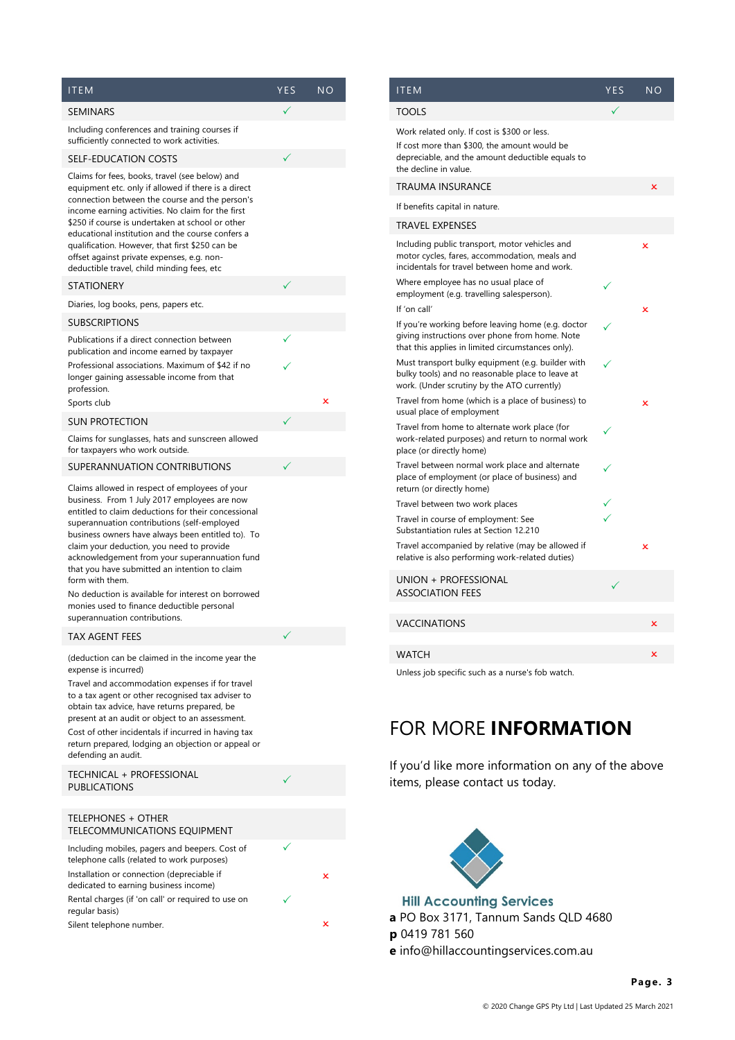| ITEM | YES | NO |
|---|---|---|
| SEMINARS | ✓ | |
| Including conferences and training courses if sufficiently connected to work activities. | | |
| SELF-EDUCATION COSTS | ✓ | |
| Claims for fees, books, travel (see below) and equipment etc. only if allowed if there is a direct connection between the course and the person's income earning activities. No claim for the first $250 if course is undertaken at school or other educational institution and the course confers a qualification. However, that first $250 can be offset against private expenses, e.g. non-deductible travel, child minding fees, etc | | |
| STATIONERY | ✓ | |
| Diaries, log books, pens, papers etc. | | |
| SUBSCRIPTIONS | | |
| Publications if a direct connection between publication and income earned by taxpayer | ✓ | |
| Professional associations. Maximum of $42 if no longer gaining assessable income from that profession. | ✓ | |
| Sports club | | × |
| SUN PROTECTION | ✓ | |
| Claims for sunglasses, hats and sunscreen allowed for taxpayers who work outside. | | |
| SUPERANNUATION CONTRIBUTIONS | ✓ | |
| Claims allowed in respect of employees of your business. From 1 July 2017 employees are now entitled to claim deductions for their concessional superannuation contributions (self-employed business owners have always been entitled to). To claim your deduction, you need to provide acknowledgement from your superannuation fund that you have submitted an intention to claim form with them. | | |
| No deduction is available for interest on borrowed monies used to finance deductible personal superannuation contributions. | | |
| TAX AGENT FEES | ✓ | |
| (deduction can be claimed in the income year the expense is incurred) | | |
| Travel and accommodation expenses if for travel to a tax agent or other recognised tax adviser to obtain tax advice, have returns prepared, be present at an audit or object to an assessment. | | |
| Cost of other incidentals if incurred in having tax return prepared, lodging an objection or appeal or defending an audit. | | |
| TECHNICAL + PROFESSIONAL PUBLICATIONS | ✓ | |
| TELEPHONES + OTHER TELECOMMUNICATIONS EQUIPMENT | | |
| Including mobiles, pagers and beepers. Cost of telephone calls (related to work purposes) | ✓ | |
| Installation or connection (depreciable if dedicated to earning business income) | | × |
| Rental charges (if 'on call' or required to use on regular basis) | ✓ | |
| Silent telephone number. | | × |

| ITEM | YES | NO |
|---|---|---|
| TOOLS | ✓ | |
| Work related only. If cost is $300 or less. If cost more than $300, the amount would be depreciable, and the amount deductible equals to the decline in value. | | |
| TRAUMA INSURANCE | | × |
| If benefits capital in nature. | | |
| TRAVEL EXPENSES | | |
| Including public transport, motor vehicles and motor cycles, fares, accommodation, meals and incidentals for travel between home and work. | | × |
| Where employee has no usual place of employment (e.g. travelling salesperson). | ✓ | |
| If 'on call' | | × |
| If you're working before leaving home (e.g. doctor giving instructions over phone from home. Note that this applies in limited circumstances only). | ✓ | |
| Must transport bulky equipment (e.g. builder with bulky tools) and no reasonable place to leave at work. (Under scrutiny by the ATO currently) | ✓ | |
| Travel from home (which is a place of business) to usual place of employment | | × |
| Travel from home to alternate work place (for work-related purposes) and return to normal work place (or directly home) | ✓ | |
| Travel between normal work place and alternate place of employment (or place of business) and return (or directly home) | ✓ | |
| Travel between two work places | ✓ | |
| Travel in course of employment: See Substantiation rules at Section 12.210 | ✓ | |
| Travel accompanied by relative (may be allowed if relative is also performing work-related duties) | | × |
| UNION + PROFESSIONAL ASSOCIATION FEES | ✓ | |
| VACCINATIONS | | × |
| WATCH | | × |
| Unless job specific such as a nurse's fob watch. | | |

# FOR MORE **INFORMATION**

If you'd like more information on any of the above items, please contact us today.

**Hill Accounting Services**

**a** PO Box 3171, Tannum Sands QLD 4680
**p** 0419 781 560
**e** info@hillaccountingservices.com.au

© 2020 Change GPS Pty Ltd | Last Updated 25 March 2021